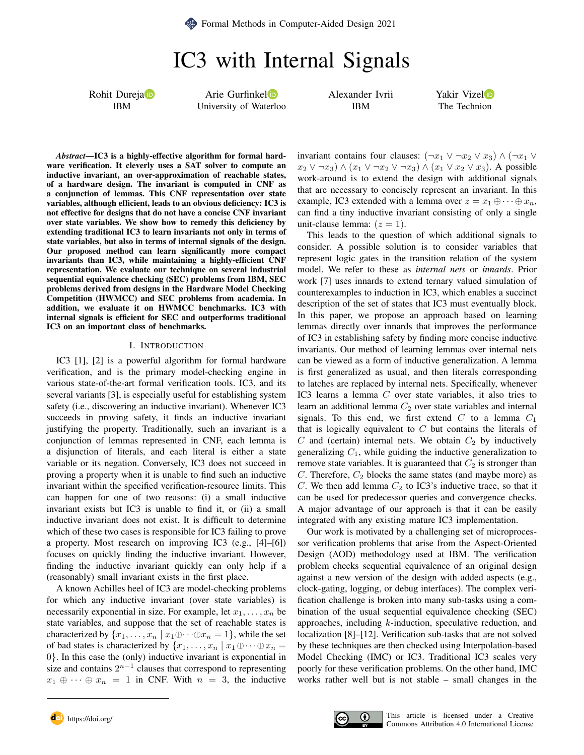# IC3 with Internal Signals

Rohit Dureja
IBM

Arie Gurfinkel
University of Waterloo

Alexander Ivrii
IBM

Yakir Vizel
The Technion

***Abstract*—IC3 is a highly-effective algorithm for formal hardware verification. It cleverly uses a SAT solver to compute an inductive invariant, an over-approximation of reachable states, of a hardware design. The invariant is computed in CNF as a conjunction of lemmas. This CNF representation over state variables, although efficient, leads to an obvious deficiency: IC3 is not effective for designs that do not have a concise CNF invariant over state variables. We show how to remedy this deficiency by extending traditional IC3 to learn invariants not only in terms of state variables, but also in terms of internal signals of the design. Our proposed method can learn significantly more compact invariants than IC3, while maintaining a highly-efficient CNF representation. We evaluate our technique on several industrial sequential equivalence checking (SEC) problems from IBM, SEC problems derived from designs in the Hardware Model Checking Competition (HWMCC) and SEC problems from academia. In addition, we evaluate it on HWMCC benchmarks. IC3 with internal signals is efficient for SEC and outperforms traditional IC3 on an important class of benchmarks.**

## I. Introduction

IC3 [1], [2] is a powerful algorithm for formal hardware verification, and is the primary model-checking engine in various state-of-the-art formal verification tools. IC3, and its several variants [3], is especially useful for establishing system safety (i.e., discovering an inductive invariant). Whenever IC3 succeeds in proving safety, it finds an inductive invariant justifying the property. Traditionally, such an invariant is a conjunction of lemmas represented in CNF, each lemma is a disjunction of literals, and each literal is either a state variable or its negation. Conversely, IC3 does not succeed in proving a property when it is unable to find such an inductive invariant within the specified verification-resource limits. This can happen for one of two reasons: (i) a small inductive invariant exists but IC3 is unable to find it, or (ii) a small inductive invariant does not exist. It is difficult to determine which of these two cases is responsible for IC3 failing to prove a property. Most research on improving IC3 (e.g., [4]–[6]) focuses on quickly finding the inductive invariant. However, finding the inductive invariant quickly can only help if a (reasonably) small invariant exists in the first place.

A known Achilles heel of IC3 are model-checking problems for which any inductive invariant (over state variables) is necessarily exponential in size. For example, let $x_1, \ldots, x_n$ be state variables, and suppose that the set of reachable states is characterized by $\{x_1, \ldots, x_n \mid x_1 \oplus \cdots \oplus x_n = 1\}$, while the set of bad states is characterized by $\{x_1, \ldots, x_n \mid x_1 \oplus \cdots \oplus x_n = 0\}$. In this case the (only) inductive invariant is exponential in size and contains $2^{n-1}$ clauses that correspond to representing $x_1 \oplus \cdots \oplus x_n = 1$ in CNF. With $n = 3$, the inductive invariant contains four clauses: $(\neg x_1 \vee \neg x_2 \vee x_3) \wedge (\neg x_1 \vee x_2 \vee \neg x_3) \wedge (x_1 \vee \neg x_2 \vee \neg x_3) \wedge (x_1 \vee x_2 \vee x_3)$. A possible work-around is to extend the design with additional signals that are necessary to concisely represent an invariant. In this example, IC3 extended with a lemma over $z = x_1 \oplus \cdots \oplus x_n$, can find a tiny inductive invariant consisting of only a single unit-clause lemma: $(z = 1)$.

This leads to the question of which additional signals to consider. A possible solution is to consider variables that represent logic gates in the transition relation of the system model. We refer to these as *internal nets* or *innards*. Prior work [7] uses innards to extend ternary valued simulation of counterexamples to induction in IC3, which enables a succinct description of the set of states that IC3 must eventually block. In this paper, we propose an approach based on learning lemmas directly over innards that improves the performance of IC3 in establishing safety by finding more concise inductive invariants. Our method of learning lemmas over internal nets can be viewed as a form of inductive generalization. A lemma is first generalized as usual, and then literals corresponding to latches are replaced by internal nets. Specifically, whenever IC3 learns a lemma $C$ over state variables, it also tries to learn an additional lemma $C_2$ over state variables and internal signals. To this end, we first extend $C$ to a lemma $C_1$ that is logically equivalent to $C$ but contains the literals of $C$ and (certain) internal nets. We obtain $C_2$ by inductively generalizing $C_1$, while guiding the inductive generalization to remove state variables. It is guaranteed that $C_2$ is stronger than $C$. Therefore, $C_2$ blocks the same states (and maybe more) as $C$. We then add lemma $C_2$ to IC3's inductive trace, so that it can be used for predecessor queries and convergence checks. A major advantage of our approach is that it can be easily integrated with any existing mature IC3 implementation.

Our work is motivated by a challenging set of microprocessor verification problems that arise from the Aspect-Oriented Design (AOD) methodology used at IBM. The verification problem checks sequential equivalence of an original design against a new version of the design with added aspects (e.g., clock-gating, logging, or debug interfaces). The complex verification challenge is broken into many sub-tasks using a combination of the usual sequential equivalence checking (SEC) approaches, including $k$-induction, speculative reduction, and localization [8]–[12]. Verification sub-tasks that are not solved by these techniques are then checked using Interpolation-based Model Checking (IMC) or IC3. Traditional IC3 scales very poorly for these verification problems. On the other hand, IMC works rather well but is not stable – small changes in the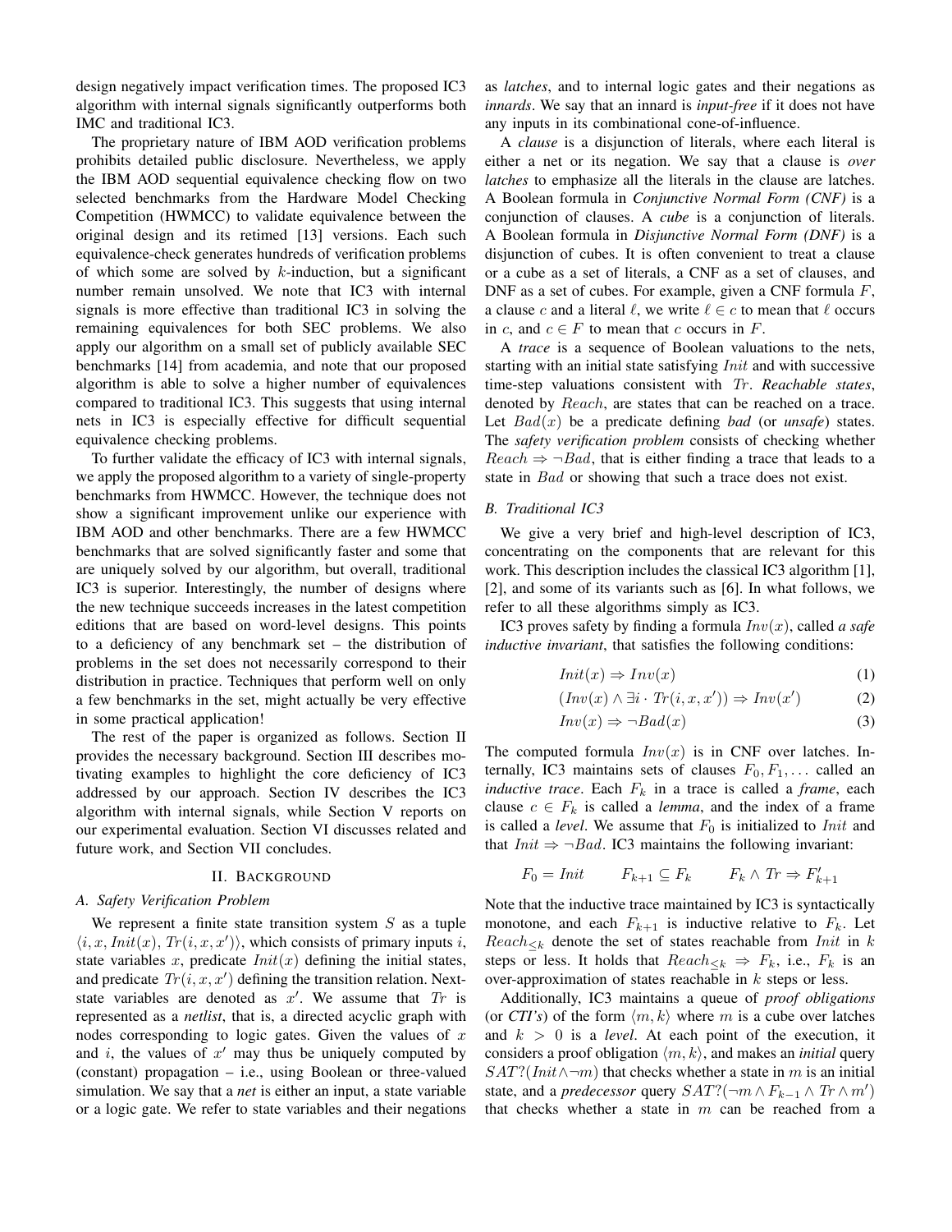design negatively impact verification times. The proposed IC3 algorithm with internal signals significantly outperforms both IMC and traditional IC3.

The proprietary nature of IBM AOD verification problems prohibits detailed public disclosure. Nevertheless, we apply the IBM AOD sequential equivalence checking flow on two selected benchmarks from the Hardware Model Checking Competition (HWMCC) to validate equivalence between the original design and its retimed [13] versions. Each such equivalence-check generates hundreds of verification problems of which some are solved by $k$-induction, but a significant number remain unsolved. We note that IC3 with internal signals is more effective than traditional IC3 in solving the remaining equivalences for both SEC problems. We also apply our algorithm on a small set of publicly available SEC benchmarks [14] from academia, and note that our proposed algorithm is able to solve a higher number of equivalences compared to traditional IC3. This suggests that using internal nets in IC3 is especially effective for difficult sequential equivalence checking problems.

To further validate the efficacy of IC3 with internal signals, we apply the proposed algorithm to a variety of single-property benchmarks from HWMCC. However, the technique does not show a significant improvement unlike our experience with IBM AOD and other benchmarks. There are a few HWMCC benchmarks that are solved significantly faster and some that are uniquely solved by our algorithm, but overall, traditional IC3 is superior. Interestingly, the number of designs where the new technique succeeds increases in the latest competition editions that are based on word-level designs. This points to a deficiency of any benchmark set – the distribution of problems in the set does not necessarily correspond to their distribution in practice. Techniques that perform well on only a few benchmarks in the set, might actually be very effective in some practical application!

The rest of the paper is organized as follows. Section II provides the necessary background. Section III describes motivating examples to highlight the core deficiency of IC3 addressed by our approach. Section IV describes the IC3 algorithm with internal signals, while Section V reports on our experimental evaluation. Section VI discusses related and future work, and Section VII concludes.

## II. Background

### A. Safety Verification Problem

We represent a finite state transition system $S$ as a tuple $\langle i, x, Init(x), Tr(i, x, x')\rangle$, which consists of primary inputs $i$, state variables $x$, predicate $Init(x)$ defining the initial states, and predicate $Tr(i, x, x')$ defining the transition relation. Next-state variables are denoted as $x'$. We assume that $Tr$ is represented as a *netlist*, that is, a directed acyclic graph with nodes corresponding to logic gates. Given the values of $x$ and $i$, the values of $x'$ may thus be uniquely computed by (constant) propagation – i.e., using Boolean or three-valued simulation. We say that a *net* is either an input, a state variable or a logic gate. We refer to state variables and their negations as *latches*, and to internal logic gates and their negations as *innards*. We say that an innard is *input-free* if it does not have any inputs in its combinational cone-of-influence.

A *clause* is a disjunction of literals, where each literal is either a net or its negation. We say that a clause is *over latches* to emphasize all the literals in the clause are latches. A Boolean formula in *Conjunctive Normal Form (CNF)* is a conjunction of clauses. A *cube* is a conjunction of literals. A Boolean formula in *Disjunctive Normal Form (DNF)* is a disjunction of cubes. It is often convenient to treat a clause or a cube as a set of literals, a CNF as a set of clauses, and DNF as a set of cubes. For example, given a CNF formula $F$, a clause $c$ and a literal $\ell$, we write $\ell \in c$ to mean that $\ell$ occurs in $c$, and $c \in F$ to mean that $c$ occurs in $F$.

A *trace* is a sequence of Boolean valuations to the nets, starting with an initial state satisfying $Init$ and with successive time-step valuations consistent with $Tr$. *Reachable states*, denoted by $Reach$, are states that can be reached on a trace. Let $Bad(x)$ be a predicate defining *bad* (or *unsafe*) states. The *safety verification problem* consists of checking whether $Reach \Rightarrow \neg Bad$, that is either finding a trace that leads to a state in $Bad$ or showing that such a trace does not exist.

### B. Traditional IC3

We give a very brief and high-level description of IC3, concentrating on the components that are relevant for this work. This description includes the classical IC3 algorithm [1], [2], and some of its variants such as [6]. In what follows, we refer to all these algorithms simply as IC3.

IC3 proves safety by finding a formula $Inv(x)$, called *a safe inductive invariant*, that satisfies the following conditions:

$$Init(x) \Rightarrow Inv(x) \tag{1}$$

$$(Inv(x) \wedge \exists i \cdot Tr(i, x, x')) \Rightarrow Inv(x') \tag{2}$$

$$Inv(x) \Rightarrow \neg Bad(x) \tag{3}$$

The computed formula $Inv(x)$ is in CNF over latches. Internally, IC3 maintains sets of clauses $F_0, F_1, \ldots$ called an *inductive trace*. Each $F_k$ in a trace is called a *frame*, each clause $c \in F_k$ is called a *lemma*, and the index of a frame is called a *level*. We assume that $F_0$ is initialized to $Init$ and that $Init \Rightarrow \neg Bad$. IC3 maintains the following invariant:

$$F_0 = Init \qquad F_{k+1} \subseteq F_k \qquad F_k \wedge Tr \Rightarrow F'_{k+1}$$

Note that the inductive trace maintained by IC3 is syntactically monotone, and each $F_{k+1}$ is inductive relative to $F_k$. Let $Reach_{\leq k}$ denote the set of states reachable from $Init$ in $k$ steps or less. It holds that $Reach_{\leq k} \Rightarrow F_k$, i.e., $F_k$ is an over-approximation of states reachable in $k$ steps or less.

Additionally, IC3 maintains a queue of *proof obligations* (or *CTI's*) of the form $\langle m, k\rangle$ where $m$ is a cube over latches and $k > 0$ is a *level*. At each point of the execution, it considers a proof obligation $\langle m, k\rangle$, and makes an *initial* query $SAT?(Init \wedge \neg m)$ that checks whether a state in $m$ is an initial state, and a *predecessor* query $SAT?(\neg m \wedge F_{k-1} \wedge Tr \wedge m')$ that checks whether a state in $m$ can be reached from a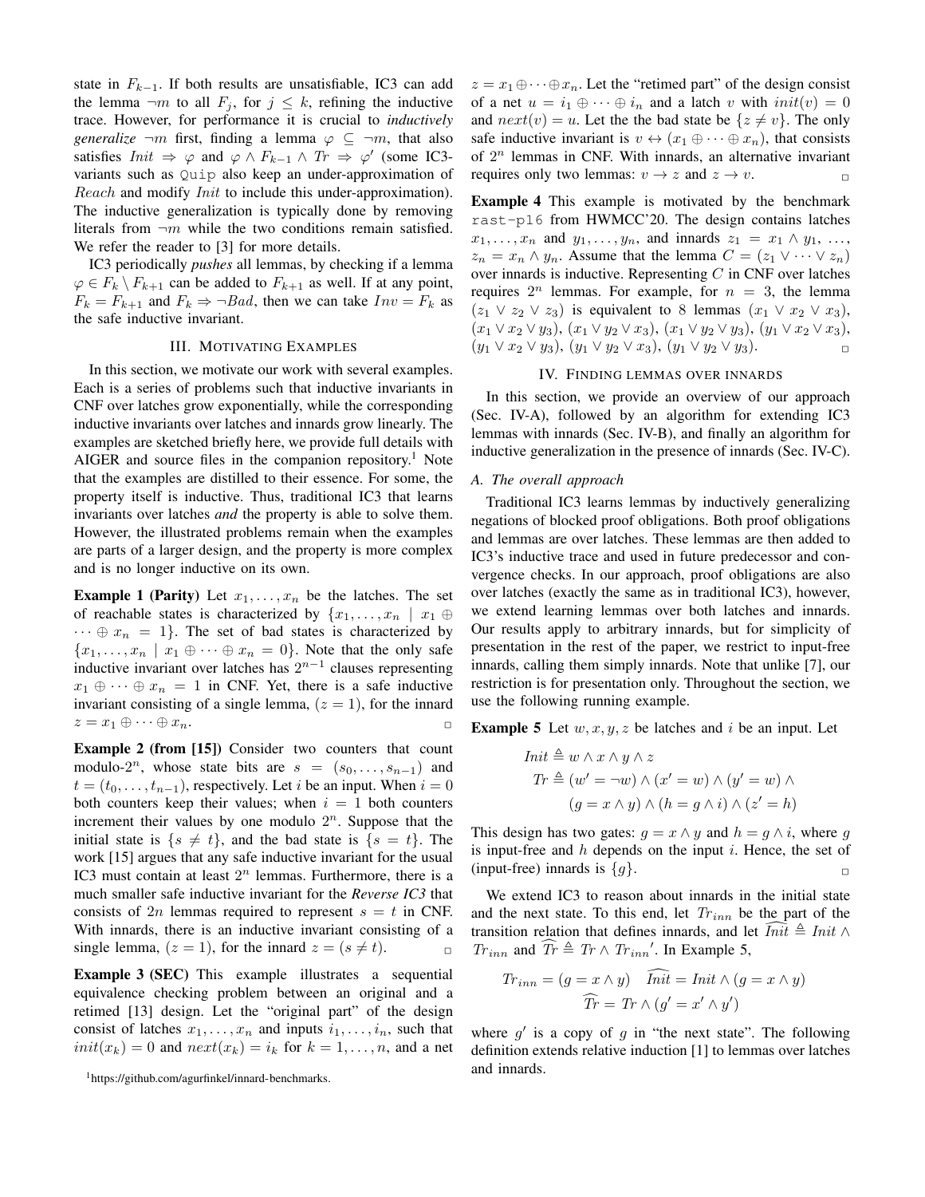state in $F_{k-1}$. If both results are unsatisfiable, IC3 can add the lemma $\neg m$ to all $F_j$, for $j \leq k$, refining the inductive trace. However, for performance it is crucial to *inductively generalize* $\neg m$ first, finding a lemma $\varphi \subseteq \neg m$, that also satisfies $Init \Rightarrow \varphi$ and $\varphi \wedge F_{k-1} \wedge Tr \Rightarrow \varphi'$ (some IC3-variants such as `Quip` also keep an under-approximation of $Reach$ and modify $Init$ to include this under-approximation). The inductive generalization is typically done by removing literals from $\neg m$ while the two conditions remain satisfied. We refer the reader to [3] for more details.

IC3 periodically *pushes* all lemmas, by checking if a lemma $\varphi \in F_k \setminus F_{k+1}$ can be added to $F_{k+1}$ as well. If at any point, $F_k = F_{k+1}$ and $F_k \Rightarrow \neg Bad$, then we can take $Inv = F_k$ as the safe inductive invariant.

## III. Motivating Examples

In this section, we motivate our work with several examples. Each is a series of problems such that inductive invariants in CNF over latches grow exponentially, while the corresponding inductive invariants over latches and innards grow linearly. The examples are sketched briefly here, we provide full details with AIGER and source files in the companion repository.[1] Note that the examples are distilled to their essence. For some, the property itself is inductive. Thus, traditional IC3 that learns invariants over latches *and* the property is able to solve them. However, the illustrated problems remain when the examples are parts of a larger design, and the property is more complex and is no longer inductive on its own.

**Example 1 (Parity)** Let $x_1, \ldots, x_n$ be the latches. The set of reachable states is characterized by $\{x_1, \ldots, x_n \mid x_1 \oplus \cdots \oplus x_n = 1\}$. The set of bad states is characterized by $\{x_1, \ldots, x_n \mid x_1 \oplus \cdots \oplus x_n = 0\}$. Note that the only safe inductive invariant over latches has $2^{n-1}$ clauses representing $x_1 \oplus \cdots \oplus x_n = 1$ in CNF. Yet, there is a safe inductive invariant consisting of a single lemma, $(z = 1)$, for the innard $z = x_1 \oplus \cdots \oplus x_n$. □

**Example 2 (from [15])** Consider two counters that count modulo-$2^n$, whose state bits are $s = (s_0, \ldots, s_{n-1})$ and $t = (t_0, \ldots, t_{n-1})$, respectively. Let $i$ be an input. When $i = 0$ both counters keep their values; when $i = 1$ both counters increment their values by one modulo $2^n$. Suppose that the initial state is $\{s \neq t\}$, and the bad state is $\{s = t\}$. The work [15] argues that any safe inductive invariant for the usual IC3 must contain at least $2^n$ lemmas. Furthermore, there is a much smaller safe inductive invariant for the *Reverse IC3* that consists of $2n$ lemmas required to represent $s = t$ in CNF. With innards, there is an inductive invariant consisting of a single lemma, $(z = 1)$, for the innard $z = (s \neq t)$. □

**Example 3 (SEC)** This example illustrates a sequential equivalence checking problem between an original and a retimed [13] design. Let the "original part" of the design consist of latches $x_1, \ldots, x_n$ and inputs $i_1, \ldots, i_n$, such that $init(x_k) = 0$ and $next(x_k) = i_k$ for $k = 1, \ldots, n$, and a net $z = x_1 \oplus \cdots \oplus x_n$. Let the "retimed part" of the design consist of a net $u = i_1 \oplus \cdots \oplus i_n$ and a latch $v$ with $init(v) = 0$ and $next(v) = u$. Let the the bad state be $\{z \neq v\}$. The only safe inductive invariant is $v \leftrightarrow (x_1 \oplus \cdots \oplus x_n)$, that consists of $2^n$ lemmas in CNF. With innards, an alternative invariant requires only two lemmas: $v \rightarrow z$ and $z \rightarrow v$. □

**Example 4** This example is motivated by the benchmark `rast-p16` from HWMCC'20. The design contains latches $x_1, \ldots, x_n$ and $y_1, \ldots, y_n$, and innards $z_1 = x_1 \wedge y_1, \ldots, z_n = x_n \wedge y_n$. Assume that the lemma $C = (z_1 \vee \cdots \vee z_n)$ over innards is inductive. Representing $C$ in CNF over latches requires $2^n$ lemmas. For example, for $n = 3$, the lemma $(z_1 \vee z_2 \vee z_3)$ is equivalent to 8 lemmas $(x_1 \vee x_2 \vee x_3)$, $(x_1 \vee x_2 \vee y_3)$, $(x_1 \vee y_2 \vee x_3)$, $(x_1 \vee y_2 \vee y_3)$, $(y_1 \vee x_2 \vee x_3)$, $(y_1 \vee x_2 \vee y_3)$, $(y_1 \vee y_2 \vee x_3)$, $(y_1 \vee y_2 \vee y_3)$. □

## IV. Finding lemmas over innards

In this section, we provide an overview of our approach (Sec. IV-A), followed by an algorithm for extending IC3 lemmas with innards (Sec. IV-B), and finally an algorithm for inductive generalization in the presence of innards (Sec. IV-C).

### A. The overall approach

Traditional IC3 learns lemmas by inductively generalizing negations of blocked proof obligations. Both proof obligations and lemmas are over latches. These lemmas are then added to IC3's inductive trace and used in future predecessor and convergence checks. In our approach, proof obligations are also over latches (exactly the same as in traditional IC3), however, we extend learning lemmas over both latches and innards. Our results apply to arbitrary innards, but for simplicity of presentation in the rest of the paper, we restrict to input-free innards, calling them simply innards. Note that unlike [7], our restriction is for presentation only. Throughout the section, we use the following running example.

**Example 5** Let $w, x, y, z$ be latches and $i$ be an input. Let

$$
\begin{aligned}
Init &\triangleq w \wedge x \wedge y \wedge z \\
Tr &\triangleq (w' = \neg w) \wedge (x' = w) \wedge (y' = w) \wedge \\
&\quad\ (g = x \wedge y) \wedge (h = g \wedge i) \wedge (z' = h)
\end{aligned}
$$

This design has two gates: $g = x \wedge y$ and $h = g \wedge i$, where $g$ is input-free and $h$ depends on the input $i$. Hence, the set of (input-free) innards is $\{g\}$. □

We extend IC3 to reason about innards in the initial state and the next state. To this end, let $Tr_{inn}$ be the part of the transition relation that defines innards, and let $\widehat{Init} \triangleq Init \wedge Tr_{inn}$ and $\widehat{Tr} \triangleq Tr \wedge Tr_{inn}'$. In Example 5,

$$
Tr_{inn} = (g = x \wedge y) \quad \widehat{Init} = Init \wedge (g = x \wedge y)
$$

$$
\widehat{Tr} = Tr \wedge (g' = x' \wedge y')
$$

where $g'$ is a copy of $g$ in "the next state". The following definition extends relative induction [1] to lemmas over latches and innards.

[1] https://github.com/agurfinkel/innard-benchmarks.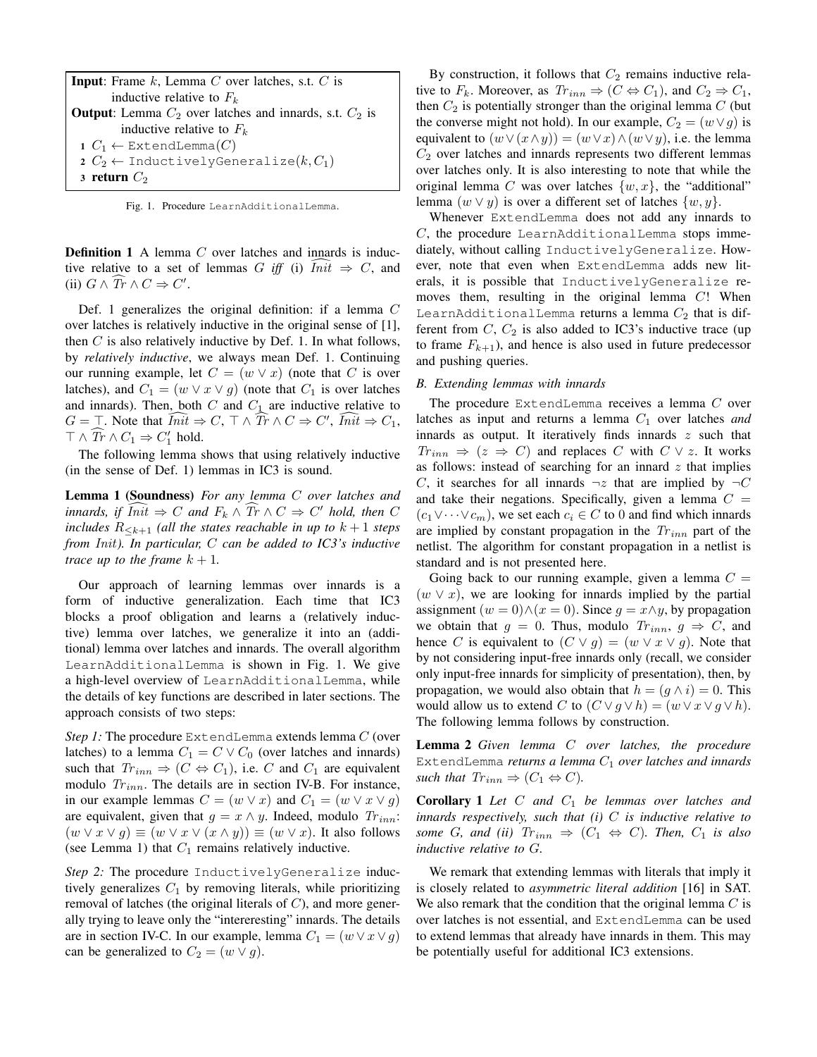**Input**: Frame $k$, Lemma $C$ over latches, s.t. $C$ is inductive relative to $F_k$

**Output**: Lemma $C_2$ over latches and innards, s.t. $C_2$ is inductive relative to $F_k$

```
1 C1 ← ExtendLemma(C)
2 C2 ← InductivelyGeneralize(k, C1)
3 return C2
```

Fig. 1. Procedure LearnAdditionalLemma.

**Definition 1** A lemma $C$ over latches and innards is inductive relative to a set of lemmas $G$ *iff* (i) $\widehat{Init} \Rightarrow C$, and (ii) $G \wedge \widehat{Tr} \wedge C \Rightarrow C'$.

Def. 1 generalizes the original definition: if a lemma $C$ over latches is relatively inductive in the original sense of [1], then $C$ is also relatively inductive by Def. 1. In what follows, by *relatively inductive*, we always mean Def. 1. Continuing our running example, let $C = (w \vee x)$ (note that $C$ is over latches), and $C_1 = (w \vee x \vee g)$ (note that $C_1$ is over latches and innards). Then, both $C$ and $C_1$ are inductive relative to $G = \top$. Note that $\widehat{Init} \Rightarrow C$, $\top \wedge \widehat{Tr} \wedge C \Rightarrow C'$, $\widehat{Init} \Rightarrow C_1$, $\top \wedge \widehat{Tr} \wedge C_1 \Rightarrow C_1'$ hold.

The following lemma shows that using relatively inductive (in the sense of Def. 1) lemmas in IC3 is sound.

**Lemma 1 (Soundness)** *For any lemma $C$ over latches and innards, if $\widehat{Init} \Rightarrow C$ and $F_k \wedge \widehat{Tr} \wedge C \Rightarrow C'$ hold, then $C$ includes $R_{\leq k+1}$ (all the states reachable in up to $k+1$ steps from $Init$). In particular, $C$ can be added to IC3's inductive trace up to the frame $k+1$.*

Our approach of learning lemmas over innards is a form of inductive generalization. Each time that IC3 blocks a proof obligation and learns a (relatively inductive) lemma over latches, we generalize it into an (additional) lemma over latches and innards. The overall algorithm LearnAdditionalLemma is shown in Fig. 1. We give a high-level overview of LearnAdditionalLemma, while the details of key functions are described in later sections. The approach consists of two steps:

*Step 1:* The procedure ExtendLemma extends lemma $C$ (over latches) to a lemma $C_1 = C \vee C_0$ (over latches and innards) such that $Tr_{inn} \Rightarrow (C \Leftrightarrow C_1)$, i.e. $C$ and $C_1$ are equivalent modulo $Tr_{inn}$. The details are in section IV-B. For instance, in our example lemmas $C = (w \vee x)$ and $C_1 = (w \vee x \vee g)$ are equivalent, given that $g = x \wedge y$. Indeed, modulo $Tr_{inn}$: $(w \vee x \vee g) \equiv (w \vee x \vee (x \wedge y)) \equiv (w \vee x)$. It also follows (see Lemma 1) that $C_1$ remains relatively inductive.

*Step 2:* The procedure InductivelyGeneralize inductively generalizes $C_1$ by removing literals, while prioritizing removal of latches (the original literals of $C$), and more generally trying to leave only the "intereresting" innards. The details are in section IV-C. In our example, lemma $C_1 = (w \vee x \vee g)$ can be generalized to $C_2 = (w \vee g)$.

By construction, it follows that $C_2$ remains inductive relative to $F_k$. Moreover, as $Tr_{inn} \Rightarrow (C \Leftrightarrow C_1)$, and $C_2 \Rightarrow C_1$, then $C_2$ is potentially stronger than the original lemma $C$ (but the converse might not hold). In our example, $C_2 = (w \vee g)$ is equivalent to $(w \vee (x \wedge y)) = (w \vee x) \wedge (w \vee y)$, i.e. the lemma $C_2$ over latches and innards represents two different lemmas over latches only. It is also interesting to note that while the original lemma $C$ was over latches $\{w, x\}$, the "additional" lemma $(w \vee y)$ is over a different set of latches $\{w, y\}$.

Whenever ExtendLemma does not add any innards to $C$, the procedure LearnAdditionalLemma stops immediately, without calling InductivelyGeneralize. However, note that even when ExtendLemma adds new literals, it is possible that InductivelyGeneralize removes them, resulting in the original lemma $C$! When LearnAdditionalLemma returns a lemma $C_2$ that is different from $C$, $C_2$ is also added to IC3's inductive trace (up to frame $F_{k+1}$), and hence is also used in future predecessor and pushing queries.

### B. Extending lemmas with innards

The procedure ExtendLemma receives a lemma $C$ over latches as input and returns a lemma $C_1$ over latches *and* innards as output. It iteratively finds innards $z$ such that $Tr_{inn} \Rightarrow (z \Rightarrow C)$ and replaces $C$ with $C \vee z$. It works as follows: instead of searching for an innard $z$ that implies $C$, it searches for all innards $\neg z$ that are implied by $\neg C$ and take their negations. Specifically, given a lemma $C = (c_1 \vee \cdots \vee c_m)$, we set each $c_i \in C$ to 0 and find which innards are implied by constant propagation in the $Tr_{inn}$ part of the netlist. The algorithm for constant propagation in a netlist is standard and is not presented here.

Going back to our running example, given a lemma $C = (w \vee x)$, we are looking for innards implied by the partial assignment $(w = 0) \wedge (x = 0)$. Since $g = x \wedge y$, by propagation we obtain that $g = 0$. Thus, modulo $Tr_{inn}$, $g \Rightarrow C$, and hence $C$ is equivalent to $(C \vee g) = (w \vee x \vee g)$. Note that by not considering input-free innards only (recall, we consider only input-free innards for simplicity of presentation), then, by propagation, we would also obtain that $h = (g \wedge i) = 0$. This would allow us to extend $C$ to $(C \vee g \vee h) = (w \vee x \vee g \vee h)$. The following lemma follows by construction.

**Lemma 2** *Given lemma $C$ over latches, the procedure ExtendLemma returns a lemma $C_1$ over latches and innards such that $Tr_{inn} \Rightarrow (C_1 \Leftrightarrow C)$.*

**Corollary 1** *Let $C$ and $C_1$ be lemmas over latches and innards respectively, such that (i) $C$ is inductive relative to some $G$, and (ii) $Tr_{inn} \Rightarrow (C_1 \Leftrightarrow C)$. Then, $C_1$ is also inductive relative to $G$.*

We remark that extending lemmas with literals that imply it is closely related to *asymmetric literal addition* [16] in SAT. We also remark that the condition that the original lemma $C$ is over latches is not essential, and ExtendLemma can be used to extend lemmas that already have innards in them. This may be potentially useful for additional IC3 extensions.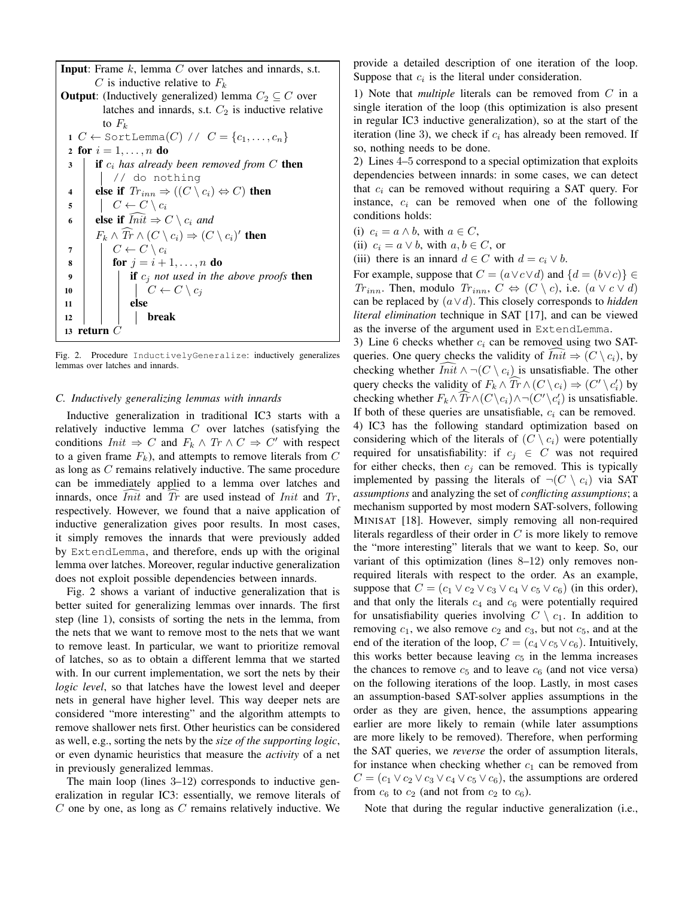**Input**: Frame $k$, lemma $C$ over latches and innards, s.t. $C$ is inductive relative to $F_k$

**Output**: (Inductively generalized) lemma $C_2 \subseteq C$ over latches and innards, s.t. $C_2$ is inductive relative to $F_k$

```
1  C ← SortLemma(C) // C = {c_1, ..., c_n}
2  for i = 1, ..., n do
3      if c_i has already been removed from C then
           // do nothing
4      else if Tr_inn ⇒ ((C \ c_i) ⇔ C) then
5          C ← C \ c_i
6      else if Init^ ⇒ C \ c_i and
           F_k ∧ Tr^ ∧ (C \ c_i) ⇒ (C \ c_i)' then
7          C ← C \ c_i
8          for j = i + 1, ..., n do
9              if c_j not used in the above proofs then
10                 C ← C \ c_j
11             else
12                 break
13 return C
```

Fig. 2. Procedure InductivelyGeneralize: inductively generalizes lemmas over latches and innards.

### C. Inductively generalizing lemmas with innards

Inductive generalization in traditional IC3 starts with a relatively inductive lemma $C$ over latches (satisfying the conditions $Init \Rightarrow C$ and $F_k \wedge Tr \wedge C \Rightarrow C'$ with respect to a given frame $F_k$), and attempts to remove literals from $C$ as long as $C$ remains relatively inductive. The same procedure can be immediately applied to a lemma over latches and innards, once $\widehat{Init}$ and $\widehat{Tr}$ are used instead of $Init$ and $Tr$, respectively. However, we found that a naive application of inductive generalization gives poor results. In most cases, it simply removes the innards that were previously added by ExtendLemma, and therefore, ends up with the original lemma over latches. Moreover, regular inductive generalization does not exploit possible dependencies between innards.

Fig. 2 shows a variant of inductive generalization that is better suited for generalizing lemmas over innards. The first step (line 1), consists of sorting the nets in the lemma, from the nets that we want to remove most to the nets that we want to remove least. In particular, we want to prioritize removal of latches, so as to obtain a different lemma that we started with. In our current implementation, we sort the nets by their *logic level*, so that latches have the lowest level and deeper nets in general have higher level. This way deeper nets are considered "more interesting" and the algorithm attempts to remove shallower nets first. Other heuristics can be considered as well, e.g., sorting the nets by the *size of the supporting logic*, or even dynamic heuristics that measure the *activity* of a net in previously generalized lemmas.

The main loop (lines 3–12) corresponds to inductive generalization in regular IC3: essentially, we remove literals of $C$ one by one, as long as $C$ remains relatively inductive. We provide a detailed description of one iteration of the loop. Suppose that $c_i$ is the literal under consideration.

1) Note that *multiple* literals can be removed from $C$ in a single iteration of the loop (this optimization is also present in regular IC3 inductive generalization), so at the start of the iteration (line 3), we check if $c_i$ has already been removed. If so, nothing needs to be done.

2) Lines 4–5 correspond to a special optimization that exploits dependencies between innards: in some cases, we can detect that $c_i$ can be removed without requiring a SAT query. For instance, $c_i$ can be removed when one of the following conditions holds:

(i) $c_i = a \wedge b$, with $a \in C$,

(ii) $c_i = a \vee b$, with $a, b \in C$, or

(iii) there is an innard $d \in C$ with $d = c_i \vee b$.

For example, suppose that $C = (a \vee c \vee d)$ and $\{d = (b \vee c)\} \in Tr_{inn}$. Then, modulo $Tr_{inn}$, $C \Leftrightarrow (C \setminus c)$, i.e. $(a \vee c \vee d)$ can be replaced by $(a \vee d)$. This closely corresponds to *hidden literal elimination* technique in SAT [17], and can be viewed as the inverse of the argument used in ExtendLemma.

3) Line 6 checks whether $c_i$ can be removed using two SAT-queries. One query checks the validity of $\widehat{Init} \Rightarrow (C \setminus c_i)$, by checking whether $\widehat{Init} \wedge \neg(C \setminus c_i)$ is unsatisfiable. The other query checks the validity of $F_k \wedge \widehat{Tr} \wedge (C \setminus c_i) \Rightarrow (C' \setminus c_i')$ by checking whether $F_k \wedge \widehat{Tr} \wedge (C \setminus c_i) \wedge \neg(C' \setminus c_i')$ is unsatisfiable. If both of these queries are unsatisfiable, $c_i$ can be removed.

4) IC3 has the following standard optimization based on considering which of the literals of $(C \setminus c_i)$ were potentially required for unsatisfiability: if $c_j \in C$ was not required for either checks, then $c_j$ can be removed. This is typically implemented by passing the literals of $\neg(C \setminus c_i)$ via SAT *assumptions* and analyzing the set of *conflicting assumptions*; a mechanism supported by most modern SAT-solvers, following MINISAT [18]. However, simply removing all non-required literals regardless of their order in $C$ is more likely to remove the "more interesting" literals that we want to keep. So, our variant of this optimization (lines 8–12) only removes non-required literals with respect to the order. As an example, suppose that $C = (c_1 \vee c_2 \vee c_3 \vee c_4 \vee c_5 \vee c_6)$ (in this order), and that only the literals $c_4$ and $c_6$ were potentially required for unsatisfiability queries involving $C \setminus c_1$. In addition to removing $c_1$, we also remove $c_2$ and $c_3$, but not $c_5$, and at the end of the iteration of the loop, $C = (c_4 \vee c_5 \vee c_6)$. Intuitively, this works better because leaving $c_5$ in the lemma increases the chances to remove $c_5$ and to leave $c_6$ (and not vice versa) on the following iterations of the loop. Lastly, in most cases an assumption-based SAT-solver applies assumptions in the order as they are given, hence, the assumptions appearing earlier are more likely to remain (while later assumptions are more likely to be removed). Therefore, when performing the SAT queries, we *reverse* the order of assumption literals, for instance when checking whether $c_1$ can be removed from $C = (c_1 \vee c_2 \vee c_3 \vee c_4 \vee c_5 \vee c_6)$, the assumptions are ordered from $c_6$ to $c_2$ (and not from $c_2$ to $c_6$).

Note that during the regular inductive generalization (i.e.,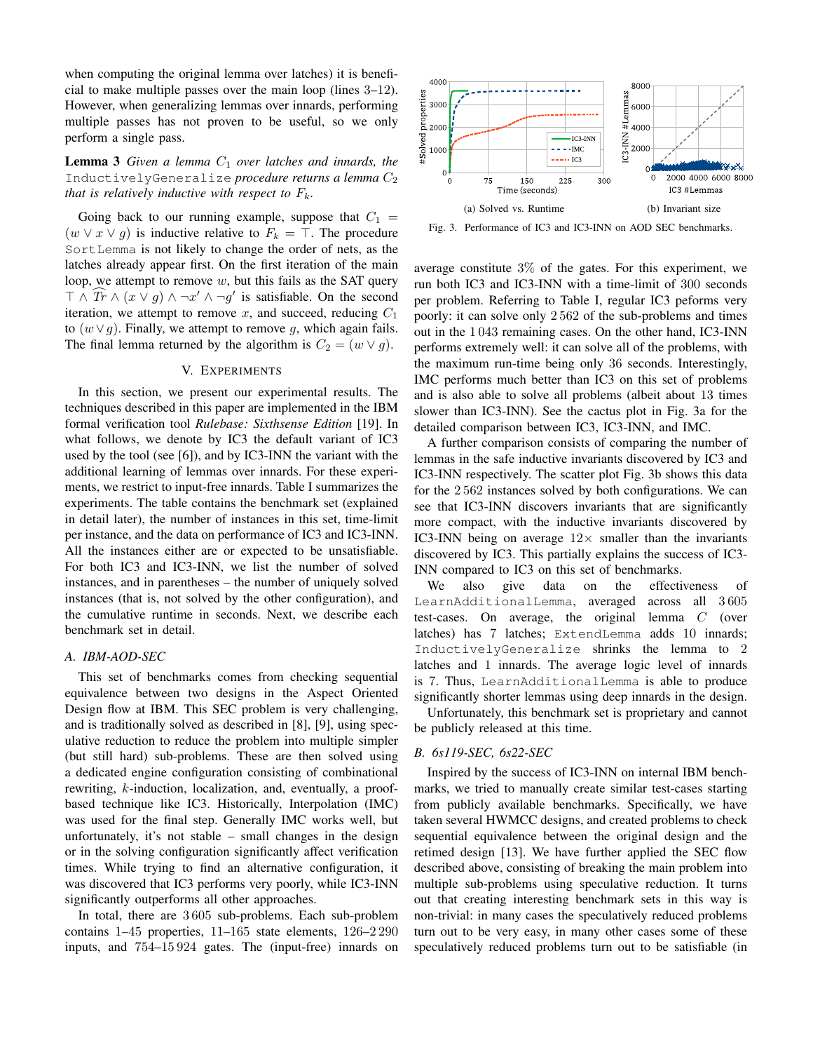when computing the original lemma over latches) it is beneficial to make multiple passes over the main loop (lines 3–12). However, when generalizing lemmas over innards, performing multiple passes has not proven to be useful, so we only perform a single pass.

**Lemma 3** *Given a lemma $C_1$ over latches and innards, the* `InductivelyGeneralize` *procedure returns a lemma $C_2$ that is relatively inductive with respect to $F_k$.*

Going back to our running example, suppose that $C_1 = (w \vee x \vee g)$ is inductive relative to $F_k = \top$. The procedure `SortLemma` is not likely to change the order of nets, as the latches already appear first. On the first iteration of the main loop, we attempt to remove $w$, but this fails as the SAT query $\top \wedge \widehat{Tr} \wedge (x \vee g) \wedge \neg x' \wedge \neg g'$ is satisfiable. On the second iteration, we attempt to remove $x$, and succeed, reducing $C_1$ to $(w \vee g)$. Finally, we attempt to remove $g$, which again fails. The final lemma returned by the algorithm is $C_2 = (w \vee g)$.

## V. Experiments

In this section, we present our experimental results. The techniques described in this paper are implemented in the IBM formal verification tool *Rulebase: Sixthsense Edition* [19]. In what follows, we denote by IC3 the default variant of IC3 used by the tool (see [6]), and by IC3-INN the variant with the additional learning of lemmas over innards. For these experiments, we restrict to input-free innards. Table I summarizes the experiments. The table contains the benchmark set (explained in detail later), the number of instances in this set, time-limit per instance, and the data on performance of IC3 and IC3-INN. All the instances either are or expected to be unsatisfiable. For both IC3 and IC3-INN, we list the number of solved instances, and in parentheses – the number of uniquely solved instances (that is, not solved by the other configuration), and the cumulative runtime in seconds. Next, we describe each benchmark set in detail.

### A. IBM-AOD-SEC

This set of benchmarks comes from checking sequential equivalence between two designs in the Aspect Oriented Design flow at IBM. This SEC problem is very challenging, and is traditionally solved as described in [8], [9], using speculative reduction to reduce the problem into multiple simpler (but still hard) sub-problems. These are then solved using a dedicated engine configuration consisting of combinational rewriting, $k$-induction, localization, and, eventually, a proof-based technique like IC3. Historically, Interpolation (IMC) was used for the final step. Generally IMC works well, but unfortunately, it's not stable – small changes in the design or in the solving configuration significantly affect verification times. While trying to find an alternative configuration, it was discovered that IC3 performs very poorly, while IC3-INN significantly outperforms all other approaches.

In total, there are 3 605 sub-problems. Each sub-problem contains 1–45 properties, 11–165 state elements, 126–2 290 inputs, and 754–15 924 gates. The (input-free) innards on average constitute 3% of the gates. For this experiment, we run both IC3 and IC3-INN with a time-limit of 300 seconds per problem. Referring to Table I, regular IC3 peforms very poorly: it can solve only 2 562 of the sub-problems and times out in the 1 043 remaining cases. On the other hand, IC3-INN performs extremely well: it can solve all of the problems, with the maximum run-time being only 36 seconds. Interestingly, IMC performs much better than IC3 on this set of problems and is also able to solve all problems (albeit about 13 times slower than IC3-INN). See the cactus plot in Fig. 3a for the detailed comparison between IC3, IC3-INN, and IMC.

(a) Solved vs. Runtime (b) Invariant size

Fig. 3. Performance of IC3 and IC3-INN on AOD SEC benchmarks.

A further comparison consists of comparing the number of lemmas in the safe inductive invariants discovered by IC3 and IC3-INN respectively. The scatter plot Fig. 3b shows this data for the 2 562 instances solved by both configurations. We can see that IC3-INN discovers invariants that are significantly more compact, with the inductive invariants discovered by IC3-INN being on average 12× smaller than the invariants discovered by IC3. This partially explains the success of IC3-INN compared to IC3 on this set of benchmarks.

We also give data on the effectiveness of `LearnAdditionalLemma`, averaged across all 3 605 test-cases. On average, the original lemma $C$ (over latches) has 7 latches; `ExtendLemma` adds 10 innards; `InductivelyGeneralize` shrinks the lemma to 2 latches and 1 innards. The average logic level of innards is 7. Thus, `LearnAdditionalLemma` is able to produce significantly shorter lemmas using deep innards in the design.

Unfortunately, this benchmark set is proprietary and cannot be publicly released at this time.

### B. 6s119-SEC, 6s22-SEC

Inspired by the success of IC3-INN on internal IBM benchmarks, we tried to manually create similar test-cases starting from publicly available benchmarks. Specifically, we have taken several HWMCC designs, and created problems to check sequential equivalence between the original design and the retimed design [13]. We have further applied the SEC flow described above, consisting of breaking the main problem into multiple sub-problems using speculative reduction. It turns out that creating interesting benchmark sets in this way is non-trivial: in many cases the speculatively reduced problems turn out to be very easy, in many other cases some of these speculatively reduced problems turn out to be satisfiable (in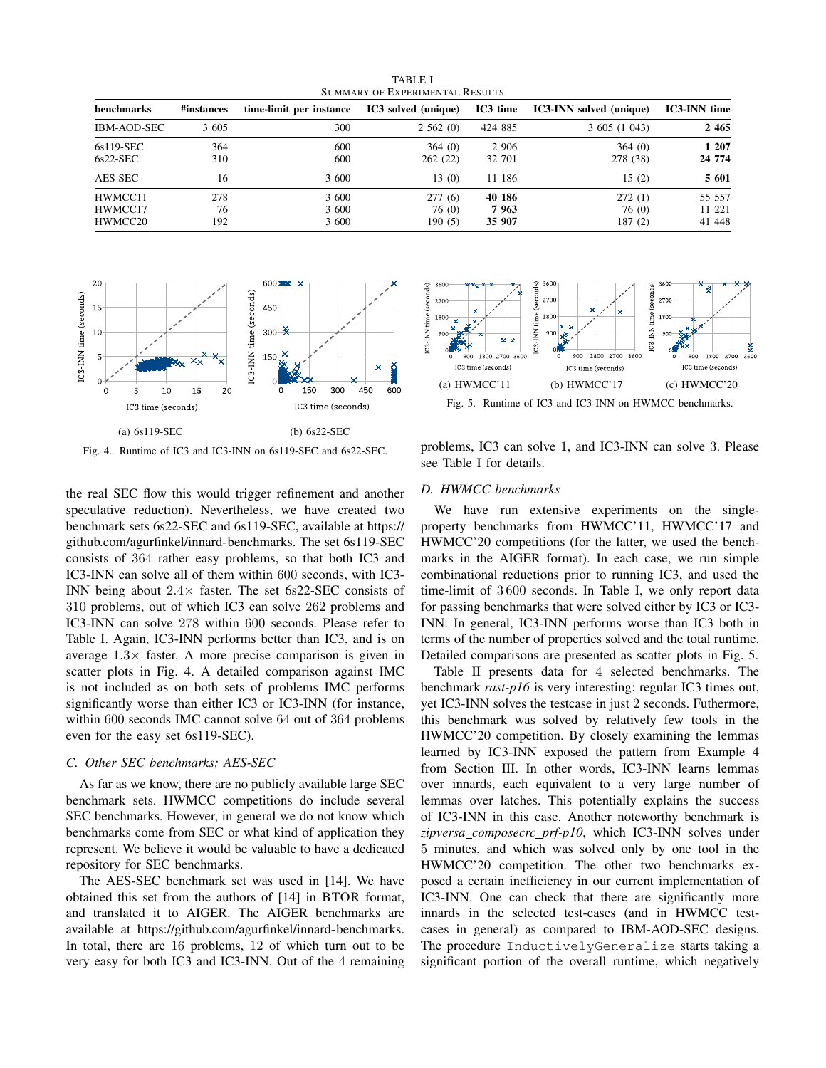TABLE I
SUMMARY OF EXPERIMENTAL RESULTS

| benchmarks | #instances | time-limit per instance | IC3 solved (unique) | IC3 time | IC3-INN solved (unique) | IC3-INN time |
|---|---|---|---|---|---|---|
| IBM-AOD-SEC | 3 605 | 300 | 2 562 (0) | 424 885 | 3 605 (1 043) | **2 465** |
| 6s119-SEC | 364 | 600 | 364 (0) | 2 906 | 364 (0) | **1 207** |
| 6s22-SEC | 310 | 600 | 262 (22) | 32 701 | 278 (38) | **24 774** |
| AES-SEC | 16 | 3 600 | 13 (0) | 11 186 | 15 (2) | **5 601** |
| HWMCC11 | 278 | 3 600 | 277 (6) | **40 186** | 272 (1) | 55 557 |
| HWMCC17 | 76 | 3 600 | 76 (0) | **7 963** | 76 (0) | 11 221 |
| HWMCC20 | 192 | 3 600 | 190 (5) | **35 907** | 187 (2) | 41 448 |

(a) 6s119-SEC

(b) 6s22-SEC

Fig. 4. Runtime of IC3 and IC3-INN on 6s119-SEC and 6s22-SEC.

the real SEC flow this would trigger refinement and another speculative reduction). Nevertheless, we have created two benchmark sets 6s22-SEC and 6s119-SEC, available at https://github.com/agurfinkel/innard-benchmarks. The set 6s119-SEC consists of 364 rather easy problems, so that both IC3 and IC3-INN can solve all of them within 600 seconds, with IC3-INN being about $2.4\times$ faster. The set 6s22-SEC consists of 310 problems, out of which IC3 can solve 262 problems and IC3-INN can solve 278 within 600 seconds. Please refer to Table I. Again, IC3-INN performs better than IC3, and is on average $1.3\times$ faster. A more precise comparison is given in scatter plots in Fig. 4. A detailed comparison against IMC is not included as on both sets of problems IMC performs significantly worse than either IC3 or IC3-INN (for instance, within 600 seconds IMC cannot solve 64 out of 364 problems even for the easy set 6s119-SEC).

### C. Other SEC benchmarks; AES-SEC

As far as we know, there are no publicly available large SEC benchmark sets. HWMCC competitions do include several SEC benchmarks. However, in general we do not know which benchmarks come from SEC or what kind of application they represent. We believe it would be valuable to have a dedicated repository for SEC benchmarks.

The AES-SEC benchmark set was used in [14]. We have obtained this set from the authors of [14] in BTOR format, and translated it to AIGER. The AIGER benchmarks are available at https://github.com/agurfinkel/innard-benchmarks. In total, there are 16 problems, 12 of which turn out to be very easy for both IC3 and IC3-INN. Out of the 4 remaining problems, IC3 can solve 1, and IC3-INN can solve 3. Please see Table I for details.

(a) HWMCC'11 (b) HWMCC'17 (c) HWMCC'20

Fig. 5. Runtime of IC3 and IC3-INN on HWMCC benchmarks.

### D. HWMCC benchmarks

We have run extensive experiments on the single-property benchmarks from HWMCC'11, HWMCC'17 and HWMCC'20 competitions (for the latter, we used the benchmarks in the AIGER format). In each case, we run simple combinational reductions prior to running IC3, and used the time-limit of 3 600 seconds. In Table I, we only report data for passing benchmarks that were solved either by IC3 or IC3-INN. In general, IC3-INN performs worse than IC3 both in terms of the number of properties solved and the total runtime. Detailed comparisons are presented as scatter plots in Fig. 5.

Table II presents data for 4 selected benchmarks. The benchmark *rast-p16* is very interesting: regular IC3 times out, yet IC3-INN solves the testcase in just 2 seconds. Futhermore, this benchmark was solved by relatively few tools in the HWMCC'20 competition. By closely examining the lemmas learned by IC3-INN exposed the pattern from Example 4 from Section III. In other words, IC3-INN learns lemmas over innards, each equivalent to a very large number of lemmas over latches. This potentially explains the success of IC3-INN in this case. Another noteworthy benchmark is *zipversa_composecrc_prf-p10*, which IC3-INN solves under 5 minutes, and which was solved only by one tool in the HWMCC'20 competition. The other two benchmarks exposed a certain inefficiency in our current implementation of IC3-INN. One can check that there are significantly more innards in the selected test-cases (and in HWMCC test-cases in general) as compared to IBM-AOD-SEC designs. The procedure `InductivelyGeneralize` starts taking a significant portion of the overall runtime, which negatively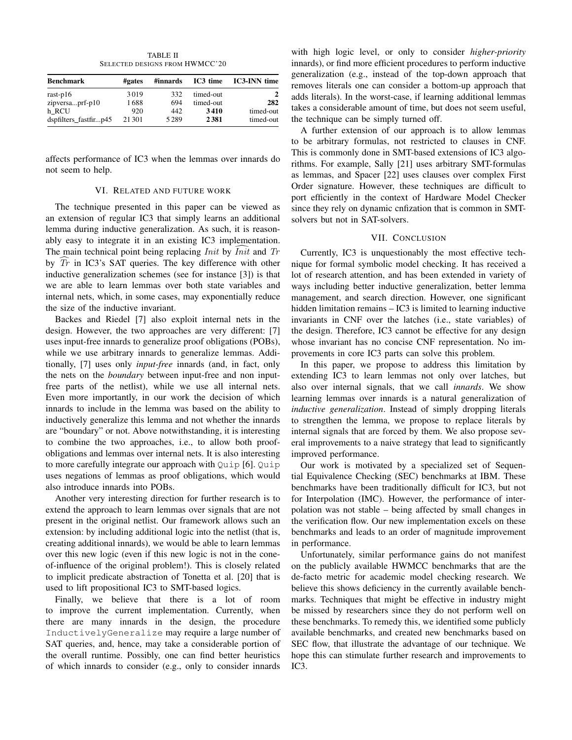TABLE II
SELECTED DESIGNS FROM HWMCC'20

| Benchmark | #gates | #innards | IC3 time | IC3-INN time |
|---|---|---|---|---|
| rast-p16 | 3019 | 332 | timed-out | **2** |
| zipversa...prf-p10 | 1688 | 694 | timed-out | **282** |
| h_RCU | 920 | 442 | **3410** | timed-out |
| dspfilters_fastfir...p45 | 21301 | 5289 | **2381** | timed-out |

affects performance of IC3 when the lemmas over innards do not seem to help.

## VI. Related and future work

The technique presented in this paper can be viewed as an extension of regular IC3 that simply learns an additional lemma during inductive generalization. As such, it is reasonably easy to integrate it in an existing IC3 implementation. The main technical point being replacing $Init$ by $\widehat{Init}$ and $Tr$ by $\widehat{Tr}$ in IC3's SAT queries. The key difference with other inductive generalization schemes (see for instance [3]) is that we are able to learn lemmas over both state variables and internal nets, which, in some cases, may exponentially reduce the size of the inductive invariant.

Backes and Riedel [7] also exploit internal nets in the design. However, the two approaches are very different: [7] uses input-free innards to generalize proof obligations (POBs), while we use arbitrary innards to generalize lemmas. Additionally, [7] uses only *input-free* innards (and, in fact, only the nets on the *boundary* between input-free and non input-free parts of the netlist), while we use all internal nets. Even more importantly, in our work the decision of which innards to include in the lemma was based on the ability to inductively generalize this lemma and not whether the innards are "boundary" or not. Above notwithstanding, it is interesting to combine the two approaches, i.e., to allow both proof-obligations and lemmas over internal nets. It is also interesting to more carefully integrate our approach with `Quip` [6]. `Quip` uses negations of lemmas as proof obligations, which would also introduce innards into POBs.

Another very interesting direction for further research is to extend the approach to learn lemmas over signals that are not present in the original netlist. Our framework allows such an extension: by including additional logic into the netlist (that is, creating additional innards), we would be able to learn lemmas over this new logic (even if this new logic is not in the cone-of-influence of the original problem!). This is closely related to implicit predicate abstraction of Tonetta et al. [20] that is used to lift propositional IC3 to SMT-based logics.

Finally, we believe that there is a lot of room to improve the current implementation. Currently, when there are many innards in the design, the procedure `InductivelyGeneralize` may require a large number of SAT queries, and, hence, may take a considerable portion of the overall runtime. Possibly, one can find better heuristics of which innards to consider (e.g., only to consider innards with high logic level, or only to consider *higher-priority* innards), or find more efficient procedures to perform inductive generalization (e.g., instead of the top-down approach that removes literals one can consider a bottom-up approach that adds literals). In the worst-case, if learning additional lemmas takes a considerable amount of time, but does not seem useful, the technique can be simply turned off.

A further extension of our approach is to allow lemmas to be arbitrary formulas, not restricted to clauses in CNF. This is commonly done in SMT-based extensions of IC3 algorithms. For example, Sally [21] uses arbitrary SMT-formulas as lemmas, and Spacer [22] uses clauses over complex First Order signature. However, these techniques are difficult to port efficiently in the context of Hardware Model Checker since they rely on dynamic cnfization that is common in SMT-solvers but not in SAT-solvers.

## VII. Conclusion

Currently, IC3 is unquestionably the most effective technique for formal symbolic model checking. It has received a lot of research attention, and has been extended in variety of ways including better inductive generalization, better lemma management, and search direction. However, one significant hidden limitation remains – IC3 is limited to learning inductive invariants in CNF over the latches (i.e., state variables) of the design. Therefore, IC3 cannot be effective for any design whose invariant has no concise CNF representation. No improvements in core IC3 parts can solve this problem.

In this paper, we propose to address this limitation by extending IC3 to learn lemmas not only over latches, but also over internal signals, that we call *innards*. We show learning lemmas over innards is a natural generalization of *inductive generalization*. Instead of simply dropping literals to strengthen the lemma, we propose to replace literals by internal signals that are forced by them. We also propose several improvements to a naive strategy that lead to significantly improved performance.

Our work is motivated by a specialized set of Sequential Equivalence Checking (SEC) benchmarks at IBM. These benchmarks have been traditionally difficult for IC3, but not for Interpolation (IMC). However, the performance of interpolation was not stable – being affected by small changes in the verification flow. Our new implementation excels on these benchmarks and leads to an order of magnitude improvement in performance.

Unfortunately, similar performance gains do not manifest on the publicly available HWMCC benchmarks that are the de-facto metric for academic model checking research. We believe this shows deficiency in the currently available benchmarks. Techniques that might be effective in industry might be missed by researchers since they do not perform well on these benchmarks. To remedy this, we identified some publicly available benchmarks, and created new benchmarks based on SEC flow, that illustrate the advantage of our technique. We hope this can stimulate further research and improvements to IC3.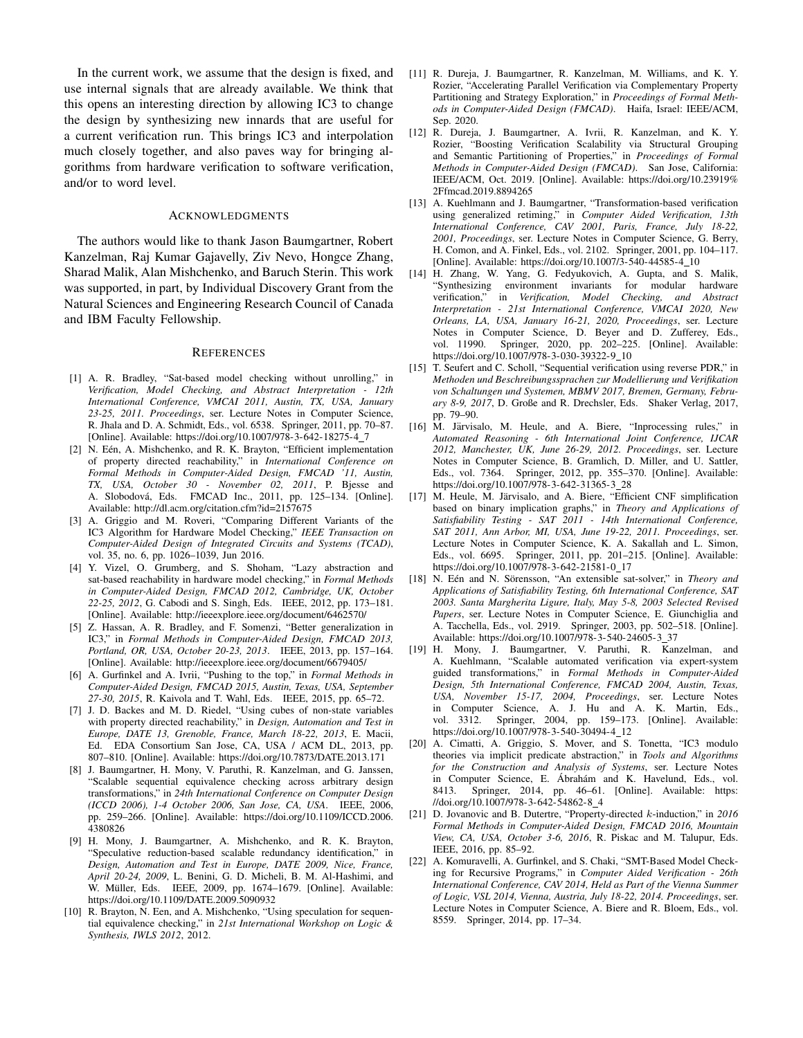In the current work, we assume that the design is fixed, and use internal signals that are already available. We think that this opens an interesting direction by allowing IC3 to change the design by synthesizing new innards that are useful for a current verification run. This brings IC3 and interpolation much closely together, and also paves way for bringing algorithms from hardware verification to software verification, and/or to word level.

## Acknowledgments

The authors would like to thank Jason Baumgartner, Robert Kanzelman, Raj Kumar Gajavelly, Ziv Nevo, Hongce Zhang, Sharad Malik, Alan Mishchenko, and Baruch Sterin. This work was supported, in part, by Individual Discovery Grant from the Natural Sciences and Engineering Research Council of Canada and IBM Faculty Fellowship.

## References

[1] A. R. Bradley, "Sat-based model checking without unrolling," in *Verification, Model Checking, and Abstract Interpretation - 12th International Conference, VMCAI 2011, Austin, TX, USA, January 23-25, 2011. Proceedings*, ser. Lecture Notes in Computer Science, R. Jhala and D. A. Schmidt, Eds., vol. 6538. Springer, 2011, pp. 70–87. [Online]. Available: https://doi.org/10.1007/978-3-642-18275-4_7

[2] N. Eén, A. Mishchenko, and R. K. Brayton, "Efficient implementation of property directed reachability," in *International Conference on Formal Methods in Computer-Aided Design, FMCAD '11, Austin, TX, USA, October 30 - November 02, 2011*, P. Bjesse and A. Slobodová, Eds. FMCAD Inc., 2011, pp. 125–134. [Online]. Available: http://dl.acm.org/citation.cfm?id=2157675

[3] A. Griggio and M. Roveri, "Comparing Different Variants of the IC3 Algorithm for Hardware Model Checking," *IEEE Transaction on Computer-Aided Design of Integrated Circuits and Systems (TCAD)*, vol. 35, no. 6, pp. 1026–1039, Jun 2016.

[4] Y. Vizel, O. Grumberg, and S. Shoham, "Lazy abstraction and sat-based reachability in hardware model checking," in *Formal Methods in Computer-Aided Design, FMCAD 2012, Cambridge, UK, October 22-25, 2012*, G. Cabodi and S. Singh, Eds. IEEE, 2012, pp. 173–181. [Online]. Available: http://ieeexplore.ieee.org/document/6462570/

[5] Z. Hassan, A. R. Bradley, and F. Somenzi, "Better generalization in IC3," in *Formal Methods in Computer-Aided Design, FMCAD 2013, Portland, OR, USA, October 20-23, 2013*. IEEE, 2013, pp. 157–164. [Online]. Available: http://ieeexplore.ieee.org/document/6679405/

[6] A. Gurfinkel and A. Ivrii, "Pushing to the top," in *Formal Methods in Computer-Aided Design, FMCAD 2015, Austin, Texas, USA, September 27-30, 2015*, R. Kaivola and T. Wahl, Eds. IEEE, 2015, pp. 65–72.

[7] J. D. Backes and M. D. Riedel, "Using cubes of non-state variables with property directed reachability," in *Design, Automation and Test in Europe, DATE 13, Grenoble, France, March 18-22, 2013*, E. Macii, Ed. EDA Consortium San Jose, CA, USA / ACM DL, 2013, pp. 807–810. [Online]. Available: https://doi.org/10.7873/DATE.2013.171

[8] J. Baumgartner, H. Mony, V. Paruthi, R. Kanzelman, and G. Janssen, "Scalable sequential equivalence checking across arbitrary design transformations," in *24th International Conference on Computer Design (ICCD 2006), 1-4 October 2006, San Jose, CA, USA*. IEEE, 2006, pp. 259–266. [Online]. Available: https://doi.org/10.1109/ICCD.2006.4380826

[9] H. Mony, J. Baumgartner, A. Mishchenko, and R. K. Brayton, "Speculative reduction-based scalable redundancy identification," in *Design, Automation and Test in Europe, DATE 2009, Nice, France, April 20-24, 2009*, L. Benini, G. D. Micheli, B. M. Al-Hashimi, and W. Müller, Eds. IEEE, 2009, pp. 1674–1679. [Online]. Available: https://doi.org/10.1109/DATE.2009.5090932

[10] R. Brayton, N. Een, and A. Mishchenko, "Using speculation for sequential equivalence checking," in *21st International Workshop on Logic & Synthesis, IWLS 2012*, 2012.

[11] R. Dureja, J. Baumgartner, R. Kanzelman, M. Williams, and K. Y. Rozier, "Accelerating Parallel Verification via Complementary Property Partitioning and Strategy Exploration," in *Proceedings of Formal Methods in Computer-Aided Design (FMCAD)*. Haifa, Israel: IEEE/ACM, Sep. 2020.

[12] R. Dureja, J. Baumgartner, A. Ivrii, R. Kanzelman, and K. Y. Rozier, "Boosting Verification Scalability via Structural Grouping and Semantic Partitioning of Properties," in *Proceedings of Formal Methods in Computer-Aided Design (FMCAD)*. San Jose, California: IEEE/ACM, Oct. 2019. [Online]. Available: https://doi.org/10.23919%2Ffmcad.2019.8894265

[13] A. Kuehlmann and J. Baumgartner, "Transformation-based verification using generalized retiming," in *Computer Aided Verification, 13th International Conference, CAV 2001, Paris, France, July 18-22, 2001, Proceedings*, ser. Lecture Notes in Computer Science, G. Berry, H. Comon, and A. Finkel, Eds., vol. 2102. Springer, 2001, pp. 104–117. [Online]. Available: https://doi.org/10.1007/3-540-44585-4_10

[14] H. Zhang, W. Yang, G. Fedyukovich, A. Gupta, and S. Malik, "Synthesizing environment invariants for modular hardware verification," in *Verification, Model Checking, and Abstract Interpretation - 21st International Conference, VMCAI 2020, New Orleans, LA, USA, January 16-21, 2020, Proceedings*, ser. Lecture Notes in Computer Science, D. Beyer and D. Zufferey, Eds., vol. 11990. Springer, 2020, pp. 202–225. [Online]. Available: https://doi.org/10.1007/978-3-030-39322-9_10

[15] T. Seufert and C. Scholl, "Sequential verification using reverse PDR," in *Methoden und Beschreibungssprachen zur Modellierung und Verifikation von Schaltungen und Systemen, MBMV 2017, Bremen, Germany, February 8-9, 2017*, D. Große and R. Drechsler, Eds. Shaker Verlag, 2017, pp. 79–90.

[16] M. Järvisalo, M. Heule, and A. Biere, "Inprocessing rules," in *Automated Reasoning - 6th International Joint Conference, IJCAR 2012, Manchester, UK, June 26-29, 2012. Proceedings*, ser. Lecture Notes in Computer Science, B. Gramlich, D. Miller, and U. Sattler, Eds., vol. 7364. Springer, 2012, pp. 355–370. [Online]. Available: https://doi.org/10.1007/978-3-642-31365-3_28

[17] M. Heule, M. Järvisalo, and A. Biere, "Efficient CNF simplification based on binary implication graphs," in *Theory and Applications of Satisfiability Testing - SAT 2011 - 14th International Conference, SAT 2011, Ann Arbor, MI, USA, June 19-22, 2011. Proceedings*, ser. Lecture Notes in Computer Science, K. A. Sakallah and L. Simon, Eds., vol. 6695. Springer, 2011, pp. 201–215. [Online]. Available: https://doi.org/10.1007/978-3-642-21581-0_17

[18] N. Eén and N. Sörensson, "An extensible sat-solver," in *Theory and Applications of Satisfiability Testing, 6th International Conference, SAT 2003. Santa Margherita Ligure, Italy, May 5-8, 2003 Selected Revised Papers*, ser. Lecture Notes in Computer Science, E. Giunchiglia and A. Tacchella, Eds., vol. 2919. Springer, 2003, pp. 502–518. [Online]. Available: https://doi.org/10.1007/978-3-540-24605-3_37

[19] H. Mony, J. Baumgartner, V. Paruthi, R. Kanzelman, and A. Kuehlmann, "Scalable automated verification via expert-system guided transformations," in *Formal Methods in Computer-Aided Design, 5th International Conference, FMCAD 2004, Austin, Texas, USA, November 15-17, 2004, Proceedings*, ser. Lecture Notes in Computer Science, A. J. Hu and A. K. Martin, Eds., vol. 3312. Springer, 2004, pp. 159–173. [Online]. Available: https://doi.org/10.1007/978-3-540-30494-4_12

[20] A. Cimatti, A. Griggio, S. Mover, and S. Tonetta, "IC3 modulo theories via implicit predicate abstraction," in *Tools and Algorithms for the Construction and Analysis of Systems*, ser. Lecture Notes in Computer Science, E. Ábrahám and K. Havelund, Eds., vol. 8413. Springer, 2014, pp. 46–61. [Online]. Available: https://doi.org/10.1007/978-3-642-54862-8_4

[21] D. Jovanovic and B. Dutertre, "Property-directed $k$-induction," in *2016 Formal Methods in Computer-Aided Design, FMCAD 2016, Mountain View, CA, USA, October 3-6, 2016*, R. Piskac and M. Talupur, Eds. IEEE, 2016, pp. 85–92.

[22] A. Komuravelli, A. Gurfinkel, and S. Chaki, "SMT-Based Model Checking for Recursive Programs," in *Computer Aided Verification - 26th International Conference, CAV 2014, Held as Part of the Vienna Summer of Logic, VSL 2014, Vienna, Austria, July 18-22, 2014. Proceedings*, ser. Lecture Notes in Computer Science, A. Biere and R. Bloem, Eds., vol. 8559. Springer, 2014, pp. 17–34.